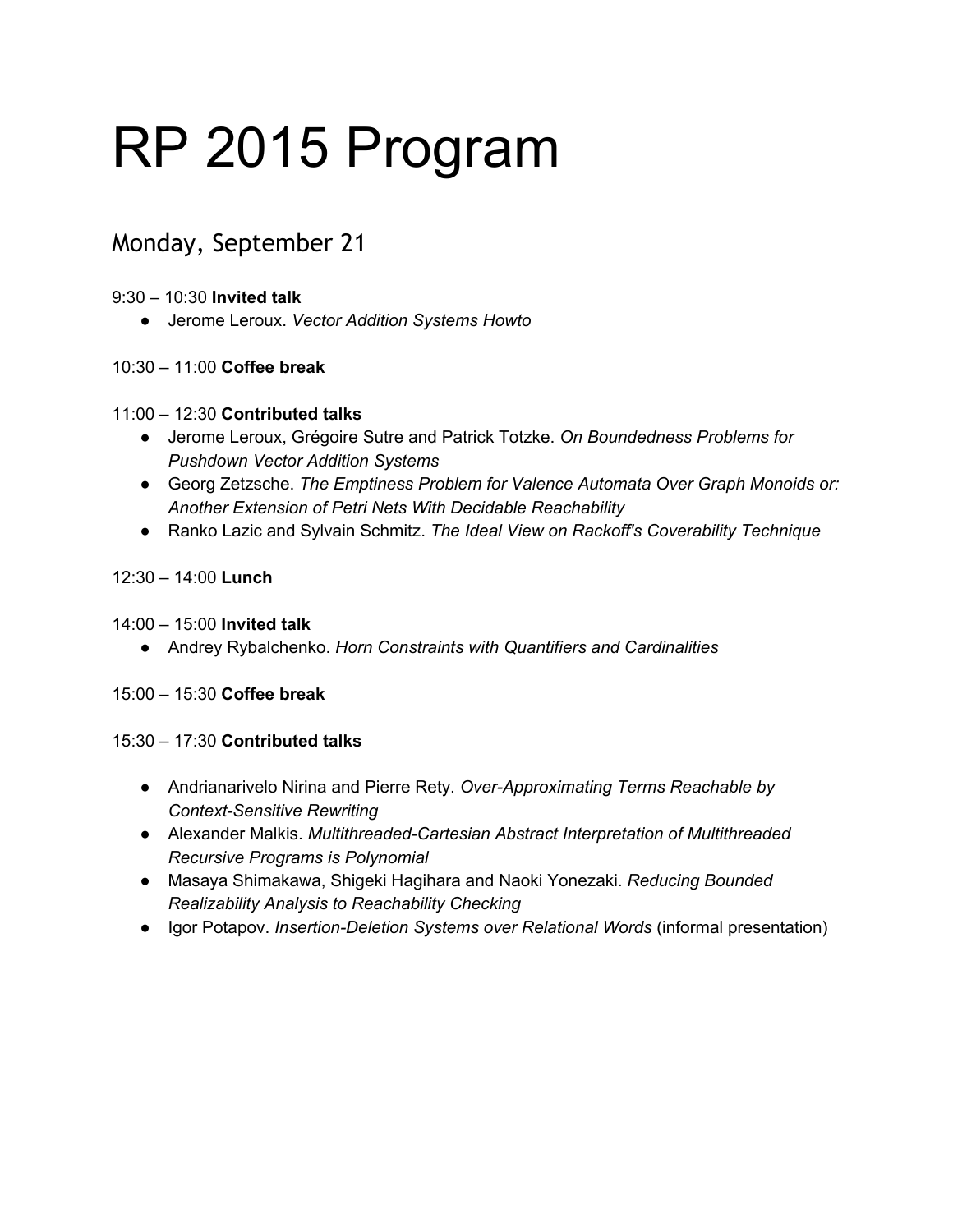# RP 2015 Program

## Monday, September 21

9:30 – 10:30 **Invited talk**

- Jerome Leroux. *Vector Addition Systems Howto*

10:30 – 11:00 **Coffee break**

11:00 – 12:30 **Contributed talks**

- Jerome Leroux, Grégoire Sutre and Patrick Totzke. *On Boundedness Problems for Pushdown Vector Addition Systems*
- Georg Zetzsche. *The Emptiness Problem for Valence Automata Over Graph Monoids or: Another Extension of Petri Nets With Decidable Reachability*
- Ranko Lazic and Sylvain Schmitz. *The Ideal View on Rackoff's Coverability Technique*

12:30 – 14:00 **Lunch**

14:00 – 15:00 **Invited talk**

- Andrey Rybalchenko. *Horn Constraints with Quantifiers and Cardinalities*

15:00 – 15:30 **Coffee break**

15:30 – 17:30 **Contributed talks**

- Andrianarivelo Nirina and Pierre Rety. *Over-Approximating Terms Reachable by Context-Sensitive Rewriting*
- Alexander Malkis. *Multithreaded-Cartesian Abstract Interpretation of Multithreaded Recursive Programs is Polynomial*
- Masaya Shimakawa, Shigeki Hagihara and Naoki Yonezaki. *Reducing Bounded Realizability Analysis to Reachability Checking*
- Igor Potapov. *Insertion-Deletion Systems over Relational Words* (informal presentation)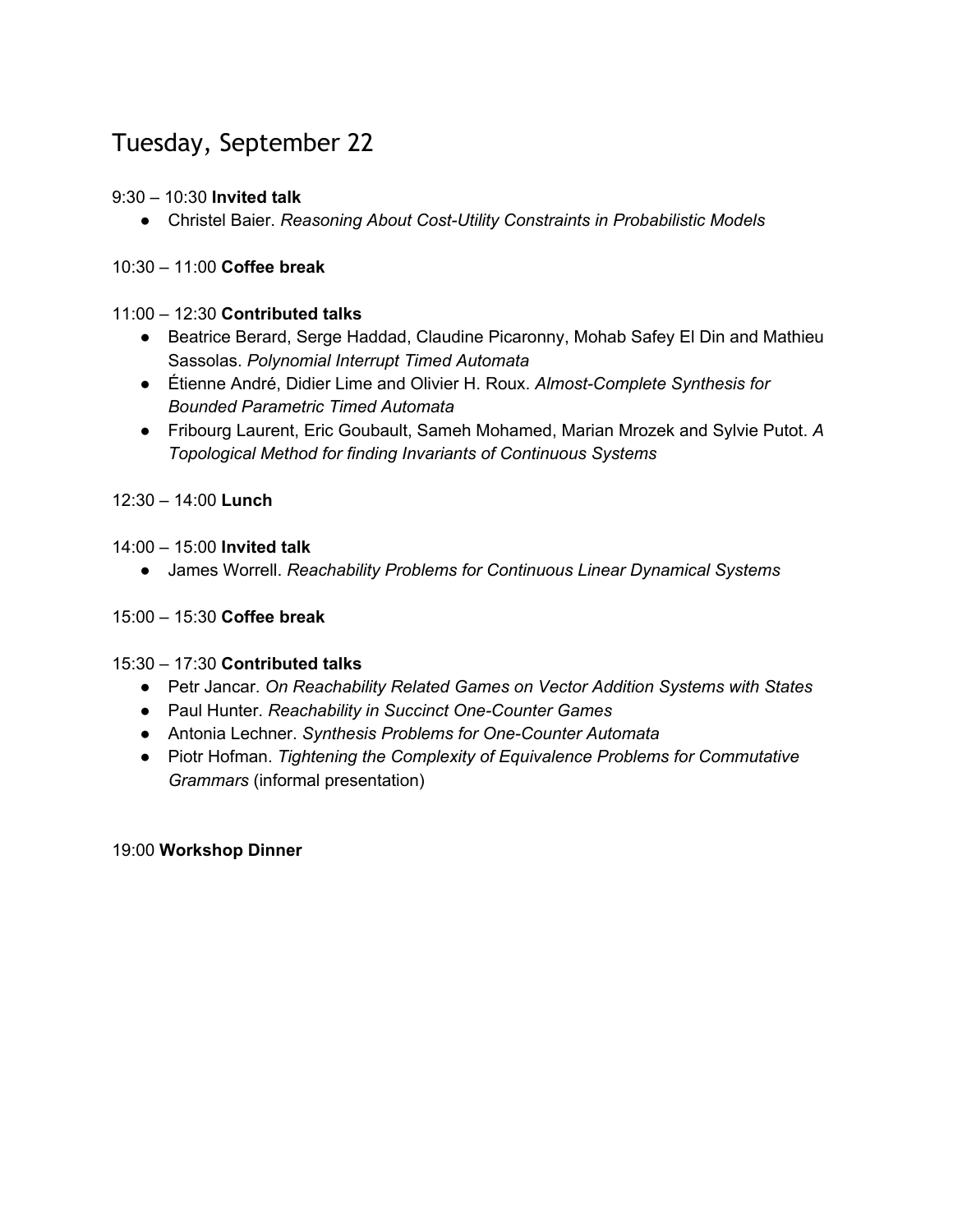# Tuesday, September 22

9:30 – 10:30 **Invited talk**

- Christel Baier. *Reasoning About Cost-Utility Constraints in Probabilistic Models*

10:30 – 11:00 **Coffee break**

11:00 – 12:30 **Contributed talks**

- Beatrice Berard, Serge Haddad, Claudine Picaronny, Mohab Safey El Din and Mathieu Sassolas. *Polynomial Interrupt Timed Automata*
- Étienne André, Didier Lime and Olivier H. Roux. *Almost-Complete Synthesis for Bounded Parametric Timed Automata*
- Fribourg Laurent, Eric Goubault, Sameh Mohamed, Marian Mrozek and Sylvie Putot. *A Topological Method for finding Invariants of Continuous Systems*

12:30 – 14:00 **Lunch**

14:00 – 15:00 **Invited talk**

- James Worrell. *Reachability Problems for Continuous Linear Dynamical Systems*

15:00 – 15:30 **Coffee break**

15:30 – 17:30 **Contributed talks**

- Petr Jancar. *On Reachability Related Games on Vector Addition Systems with States*
- Paul Hunter. *Reachability in Succinct One-Counter Games*
- Antonia Lechner. *Synthesis Problems for One-Counter Automata*
- Piotr Hofman. *Tightening the Complexity of Equivalence Problems for Commutative Grammars* (informal presentation)

19:00 **Workshop Dinner**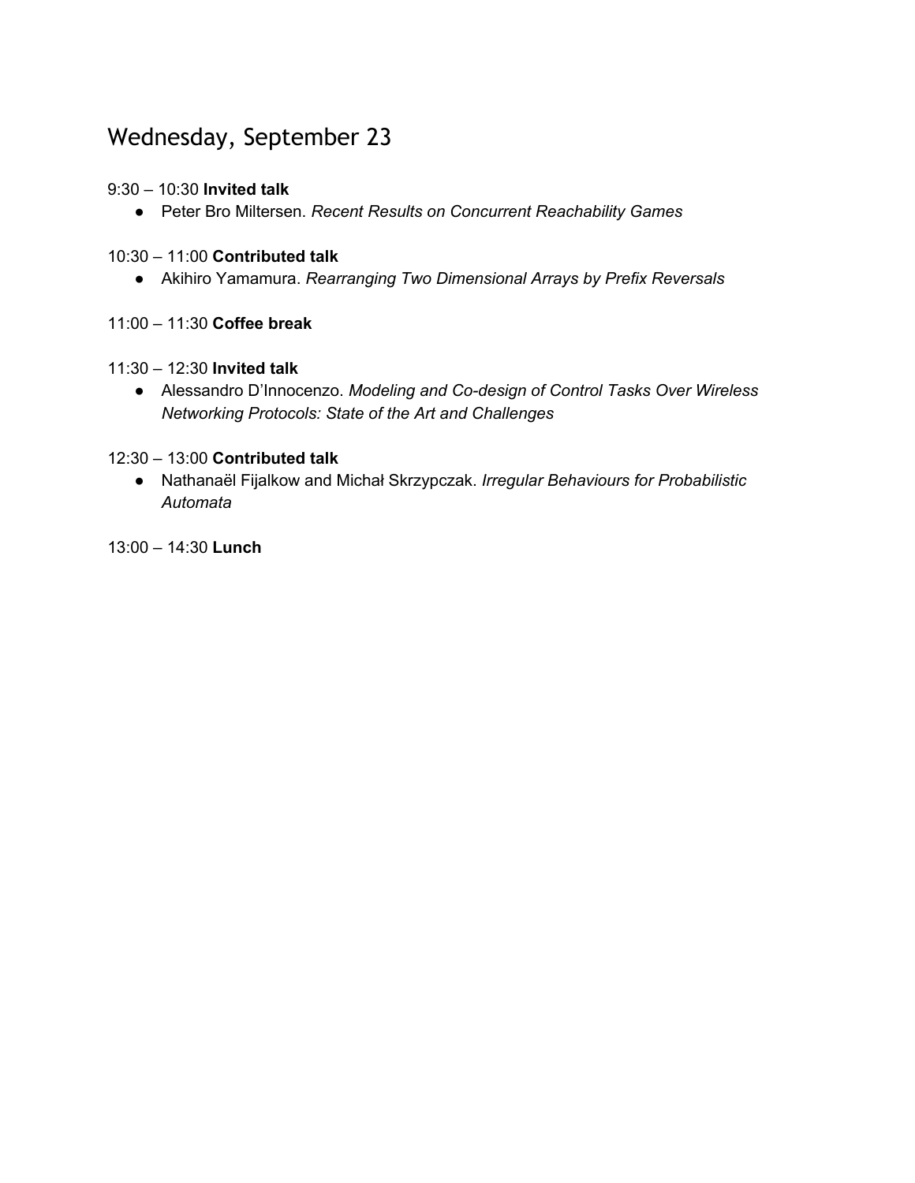## Wednesday, September 23

9:30 – 10:30 **Invited talk**

- Peter Bro Miltersen. *Recent Results on Concurrent Reachability Games*

10:30 – 11:00 **Contributed talk**

- Akihiro Yamamura. *Rearranging Two Dimensional Arrays by Prefix Reversals*

11:00 – 11:30 **Coffee break**

11:30 – 12:30 **Invited talk**

- Alessandro D'Innocenzo. *Modeling and Co-design of Control Tasks Over Wireless Networking Protocols: State of the Art and Challenges*

12:30 – 13:00 **Contributed talk**

- Nathanaël Fijalkow and Michał Skrzypczak. *Irregular Behaviours for Probabilistic Automata*

13:00 – 14:30 **Lunch**